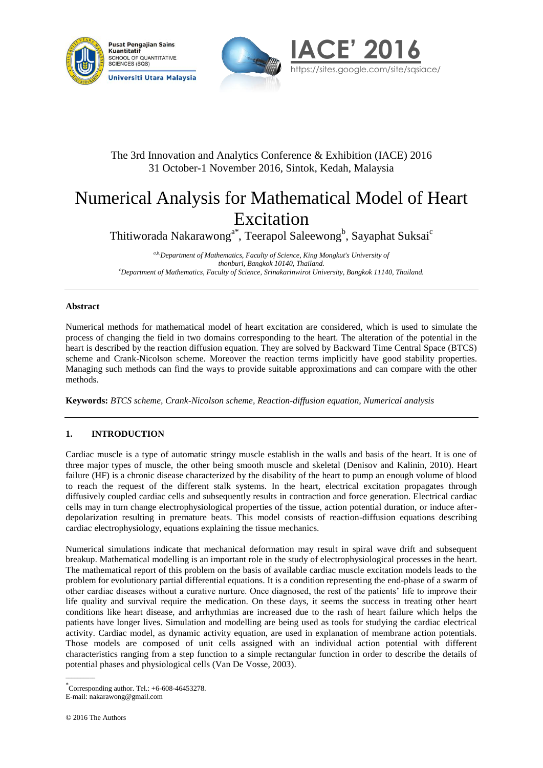The 3rd Innovation and Analytics Conference & Exhibition (IACE) 2016
31 October-1 November 2016, Sintok, Kedah, Malaysia

# Numerical Analysis for Mathematical Model of Heart Excitation

Thitiworada Nakarawong[a*], Teerapol Saleewong[b], Sayaphat Suksai[c]

[a,b]*Department of Mathematics, Faculty of Science, King Mongkut's University of thonburi, Bangkok 10140, Thailand.*
[c]*Department of Mathematics, Faculty of Science, Srinakarinwirot University, Bangkok 11140, Thailand.*

---

**Abstract**

Numerical methods for mathematical model of heart excitation are considered, which is used to simulate the process of changing the field in two domains corresponding to the heart. The alteration of the potential in the heart is described by the reaction diffusion equation. They are solved by Backward Time Central Space (BTCS) scheme and Crank-Nicolson scheme. Moreover the reaction terms implicitly have good stability properties. Managing such methods can find the ways to provide suitable approximations and can compare with the other methods.

**Keywords:** *BTCS scheme, Crank-Nicolson scheme, Reaction-diffusion equation, Numerical analysis*

---

## 1. INTRODUCTION

Cardiac muscle is a type of automatic stringy muscle establish in the walls and basis of the heart. It is one of three major types of muscle, the other being smooth muscle and skeletal (Denisov and Kalinin, 2010). Heart failure (HF) is a chronic disease characterized by the disability of the heart to pump an enough volume of blood to reach the request of the different stalk systems. In the heart, electrical excitation propagates through diffusively coupled cardiac cells and subsequently results in contraction and force generation. Electrical cardiac cells may in turn change electrophysiological properties of the tissue, action potential duration, or induce after-depolarization resulting in premature beats. This model consists of reaction-diffusion equations describing cardiac electrophysiology, equations explaining the tissue mechanics.

Numerical simulations indicate that mechanical deformation may result in spiral wave drift and subsequent breakup. Mathematical modelling is an important role in the study of electrophysiological processes in the heart. The mathematical report of this problem on the basis of available cardiac muscle excitation models leads to the problem for evolutionary partial differential equations. It is a condition representing the end-phase of a swarm of other cardiac diseases without a curative nurture. Once diagnosed, the rest of the patients' life to improve their life quality and survival require the medication. On these days, it seems the success in treating other heart conditions like heart disease, and arrhythmias are increased due to the rash of heart failure which helps the patients have longer lives. Simulation and modelling are being used as tools for studying the cardiac electrical activity. Cardiac model, as dynamic activity equation, are used in explanation of membrane action potentials. Those models are composed of unit cells assigned with an individual action potential with different characteristics ranging from a step function to a simple rectangular function in order to describe the details of potential phases and physiological cells (Van De Vosse, 2003).

---

[*] Corresponding author. Tel.: +6-608-46453278.
E-mail: nakarawong@gmail.com

© 2016 The Authors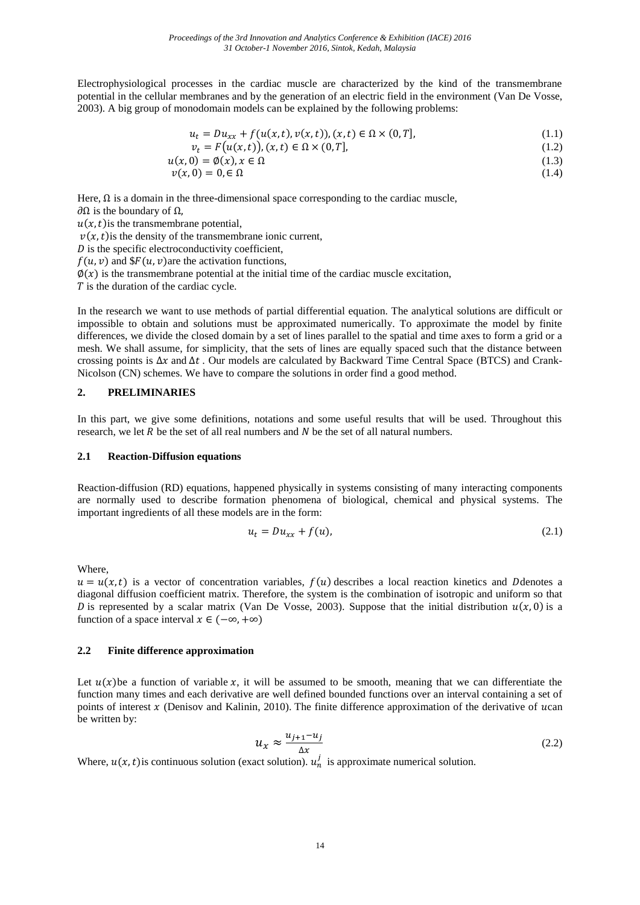Electrophysiological processes in the cardiac muscle are characterized by the kind of the transmembrane potential in the cellular membranes and by the generation of an electric field in the environment (Van De Vosse, 2003). A big group of monodomain models can be explained by the following problems:

$$u_t = Du_{xx} + f(u(x,t), v(x,t)), (x,t) \in \Omega \times (0,T], \tag{1.1}$$

$$v_t = F(u(x,t)), (x,t) \in \Omega \times (0,T], \tag{1.2}$$

$$u(x,0) = \emptyset(x), x \in \Omega \tag{1.3}$$

$$v(x,0) = 0, \in \Omega \tag{1.4}$$

Here, $\Omega$ is a domain in the three-dimensional space corresponding to the cardiac muscle,
$\partial\Omega$ is the boundary of $\Omega$,
$u(x,t)$ is the transmembrane potential,
$v(x,t)$ is the density of the transmembrane ionic current,
$D$ is the specific electroconductivity coefficient,
$f(u,v)$ and $\$F(u,v)$ are the activation functions,
$\emptyset(x)$ is the transmembrane potential at the initial time of the cardiac muscle excitation,
$T$ is the duration of the cardiac cycle.

In the research we want to use methods of partial differential equation. The analytical solutions are difficult or impossible to obtain and solutions must be approximated numerically. To approximate the model by finite differences, we divide the closed domain by a set of lines parallel to the spatial and time axes to form a grid or a mesh. We shall assume, for simplicity, that the sets of lines are equally spaced such that the distance between crossing points is $\Delta x$ and $\Delta t$ . Our models are calculated by Backward Time Central Space (BTCS) and Crank-Nicolson (CN) schemes. We have to compare the solutions in order find a good method.

## 2. PRELIMINARIES

In this part, we give some definitions, notations and some useful results that will be used. Throughout this research, we let $R$ be the set of all real numbers and $N$ be the set of all natural numbers.

### 2.1 Reaction-Diffusion equations

Reaction-diffusion (RD) equations, happened physically in systems consisting of many interacting components are normally used to describe formation phenomena of biological, chemical and physical systems. The important ingredients of all these models are in the form:

$$u_t = Du_{xx} + f(u), \tag{2.1}$$

Where,
$u = u(x,t)$ is a vector of concentration variables, $f(u)$ describes a local reaction kinetics and $D$denotes a diagonal diffusion coefficient matrix. Therefore, the system is the combination of isotropic and uniform so that $D$ is represented by a scalar matrix (Van De Vosse, 2003). Suppose that the initial distribution $u(x,0)$ is a function of a space interval $x \in (-\infty, +\infty)$

### 2.2 Finite difference approximation

Let $u(x)$be a function of variable $x$, it will be assumed to be smooth, meaning that we can differentiate the function many times and each derivative are well defined bounded functions over an interval containing a set of points of interest $x$ (Denisov and Kalinin, 2010). The finite difference approximation of the derivative of $u$can be written by:

$$u_x \approx \frac{u_{j+1} - u_j}{\Delta x} \tag{2.2}$$

Where, $u(x,t)$is continuous solution (exact solution). $u_n^j$ is approximate numerical solution.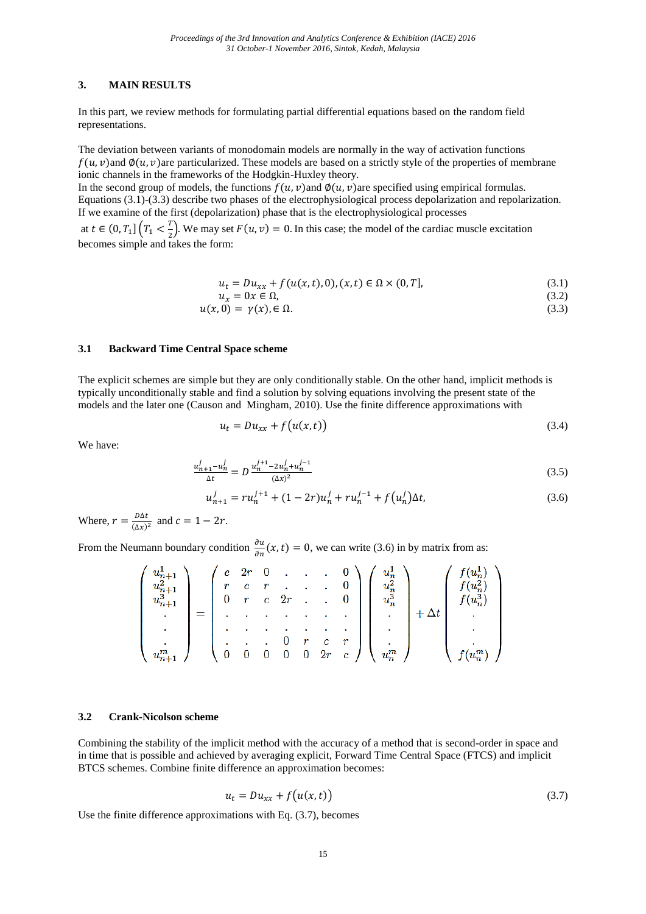## 3. MAIN RESULTS

In this part, we review methods for formulating partial differential equations based on the random field representations.

The deviation between variants of monodomain models are normally in the way of activation functions $f(u,v)$and $\emptyset(u,v)$are particularized. These models are based on a strictly style of the properties of membrane ionic channels in the frameworks of the Hodgkin-Huxley theory.
In the second group of models, the functions $f(u,v)$and $\emptyset(u,v)$are specified using empirical formulas. Equations (3.1)-(3.3) describe two phases of the electrophysiological process depolarization and repolarization. If we examine of the first (depolarization) phase that is the electrophysiological processes
at $t \in (0,T_1]\left(T_1 < \frac{T}{2}\right)$. We may set $F(u,v) = 0$. In this case; the model of the cardiac muscle excitation becomes simple and takes the form:

$$u_t = Du_{xx} + f(u(x,t),0), (x,t) \in \Omega \times (0,T], \tag{3.1}$$

$$u_x = 0x \in \Omega, \tag{3.2}$$

$$u(x,0) = \gamma(x), \in \Omega. \tag{3.3}$$

### 3.1 Backward Time Central Space scheme

The explicit schemes are simple but they are only conditionally stable. On the other hand, implicit methods is typically unconditionally stable and find a solution by solving equations involving the present state of the models and the later one (Causon and Mingham, 2010). Use the finite difference approximations with

$$u_t = Du_{xx} + f\big(u(x,t)\big) \tag{3.4}$$

We have:

$$\frac{u_{n+1}^j - u_n^j}{\Delta t} = D\,\frac{u_n^{j+1} - 2u_n^j + u_n^{j-1}}{(\Delta x)^2} \tag{3.5}$$

$$u_{n+1}^j = ru_n^{j+1} + (1-2r)u_n^j + ru_n^{j-1} + f\big(u_n^j\big)\Delta t, \tag{3.6}$$

Where, $r = \frac{D\Delta t}{(\Delta x)^2}$ and $c = 1 - 2r$.

From the Neumann boundary condition $\frac{\partial u}{\partial n}(x,t) = 0$, we can write (3.6) in by matrix from as:

$$\begin{pmatrix} u_{n+1}^1 \\ u_{n+1}^2 \\ u_{n+1}^3 \\ \cdot \\ \cdot \\ \cdot \\ u_{n+1}^m \end{pmatrix} = \begin{pmatrix} c & 2r & 0 & \cdot & \cdot & \cdot & 0 \\ r & c & r & \cdot & \cdot & \cdot & 0 \\ 0 & r & c & 2r & \cdot & \cdot & 0 \\ \cdot & \cdot & \cdot & \cdot & \cdot & \cdot & \cdot \\ \cdot & \cdot & \cdot & \cdot & \cdot & \cdot & \cdot \\ \cdot & \cdot & \cdot & 0 & r & c & r \\ 0 & 0 & 0 & 0 & 0 & 2r & c \end{pmatrix} \begin{pmatrix} u_n^1 \\ u_n^2 \\ u_n^3 \\ \cdot \\ \cdot \\ \cdot \\ u_n^m \end{pmatrix} + \Delta t \begin{pmatrix} f(u_n^1) \\ f(u_n^2) \\ f(u_n^3) \\ \cdot \\ \cdot \\ \cdot \\ f(u_n^m) \end{pmatrix}$$

### 3.2 Crank-Nicolson scheme

Combining the stability of the implicit method with the accuracy of a method that is second-order in space and in time that is possible and achieved by averaging explicit, Forward Time Central Space (FTCS) and implicit BTCS schemes. Combine finite difference an approximation becomes:

$$u_t = Du_{xx} + f\big(u(x,t)\big) \tag{3.7}$$

Use the finite difference approximations with Eq. (3.7), becomes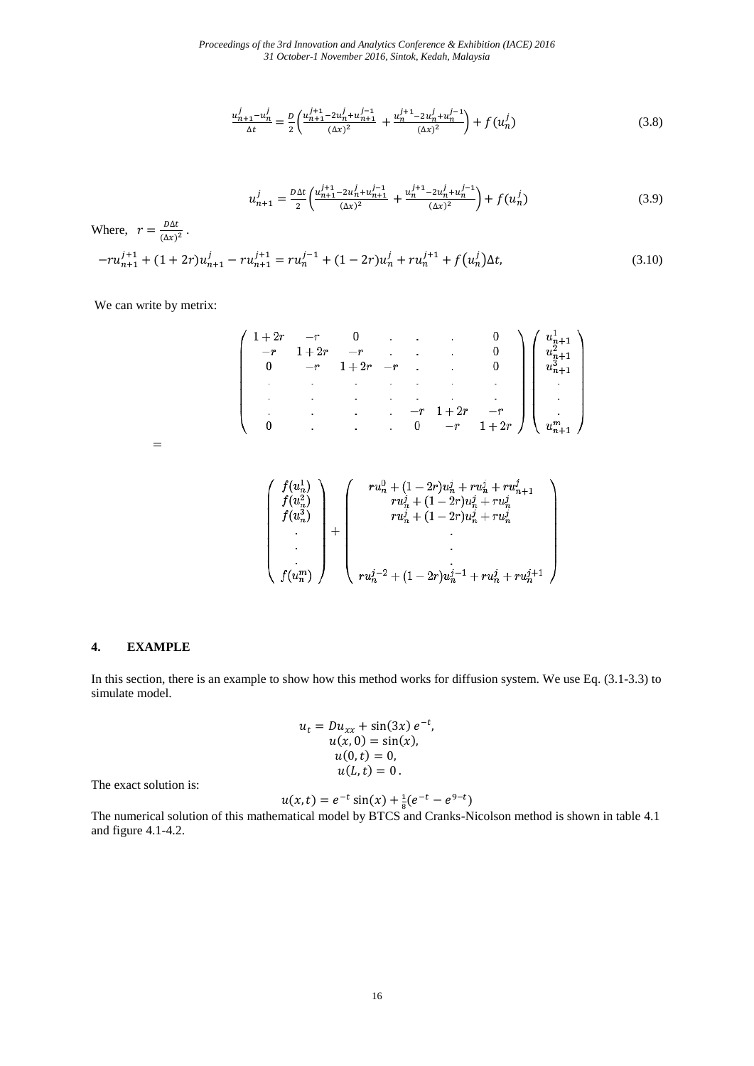$$\frac{u_{n+1}^{j}-u_{n}^{j}}{\Delta t}=\frac{D}{2}\left(\frac{u_{n+1}^{j+1}-2u_{n}^{j}+u_{n+1}^{j-1}}{(\Delta x)^{2}}+\frac{u_{n}^{j+1}-2u_{n}^{j}+u_{n}^{j-1}}{(\Delta x)^{2}}\right)+f(u_{n}^{j}) \tag{3.8}$$

$$u_{n+1}^{j}=\frac{D\Delta t}{2}\left(\frac{u_{n+1}^{j+1}-2u_{n}^{j}+u_{n+1}^{j-1}}{(\Delta x)^{2}}+\frac{u_{n}^{j+1}-2u_{n}^{j}+u_{n}^{j-1}}{(\Delta x)^{2}}\right)+f(u_{n}^{j}) \tag{3.9}$$

Where, $r=\frac{D\Delta t}{(\Delta x)^{2}}$ .

$$-ru_{n+1}^{j+1}+(1+2r)u_{n+1}^{j}-ru_{n+1}^{j+1}=ru_{n}^{j-1}+(1-2r)u_{n}^{j}+ru_{n}^{j+1}+f(u_{n}^{j})\Delta t, \tag{3.10}$$

We can write by metrix:

$$\begin{pmatrix} 1+2r & -r & 0 & . & . & . & 0 \\ -r & 1+2r & -r & . & . & . & 0 \\ 0 & -r & 1+2r & -r & . & . & 0 \\ . & . & . & . & . & . & . \\ . & . & . & . & . & . & . \\ . & . & . & . & -r & 1+2r & -r \\ 0 & . & . & . & 0 & -r & 1+2r \end{pmatrix} \begin{pmatrix} u_{n+1}^{1} \\ u_{n+1}^{2} \\ u_{n+1}^{3} \\ . \\ . \\ . \\ u_{n+1}^{m} \end{pmatrix}$$

$$= \begin{pmatrix} f(u_n^1) \\ f(u_n^2) \\ f(u_n^3) \\ . \\ . \\ . \\ f(u_n^m) \end{pmatrix} + \begin{pmatrix} ru_n^0+(1-2r)u_n^j+ru_n^j+ru_{n+1}^j \\ ru_n^j+(1-2r)u_n^j+ru_n^j \\ ru_n^j+(1-2r)u_n^j+ru_n^j \\ . \\ . \\ . \\ ru_n^{j-2}+(1-2r)u_n^{j-1}+ru_n^j+ru_n^{j+1} \end{pmatrix}$$

## 4. EXAMPLE

In this section, there is an example to show how this method works for diffusion system. We use Eq. (3.1-3.3) to simulate model.

$$\begin{gathered} u_t = Du_{xx} + \sin(3x)\, e^{-t}, \\ u(x,0) = \sin(x), \\ u(0,t) = 0, \\ u(L,t) = 0\,. \end{gathered}$$

The exact solution is:

$$u(x,t) = e^{-t}\sin(x) + \tfrac{1}{8}(e^{-t} - e^{9-t})$$

The numerical solution of this mathematical model by BTCS and Cranks-Nicolson method is shown in table 4.1 and figure 4.1-4.2.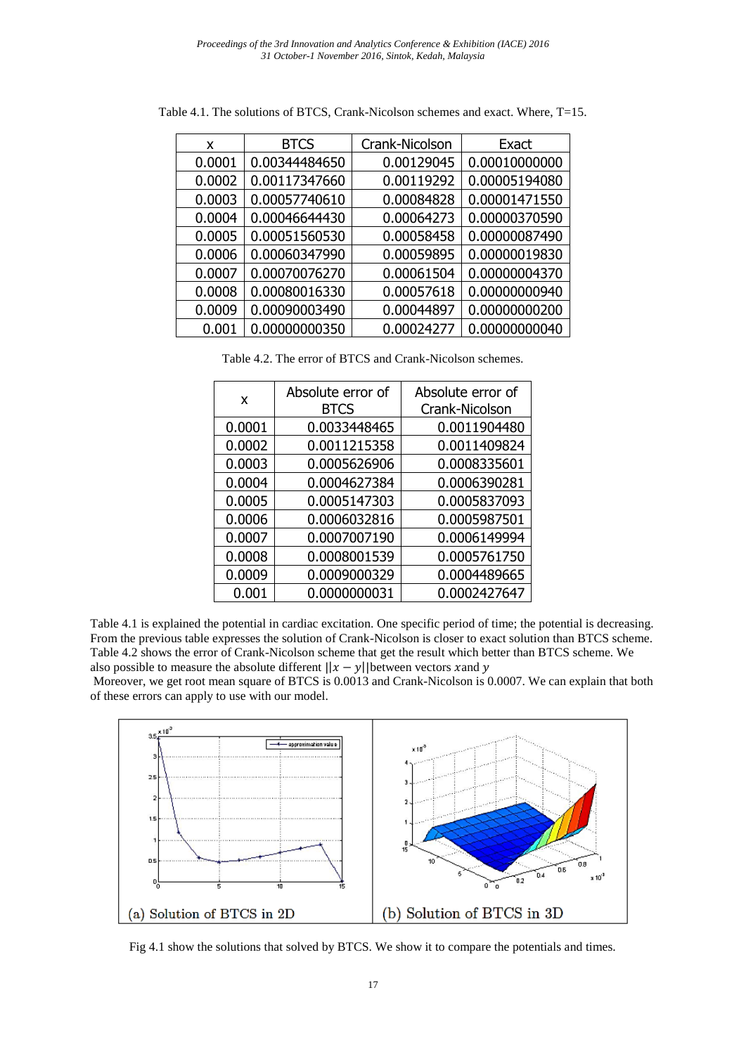Table 4.1. The solutions of BTCS, Crank-Nicolson schemes and exact. Where, T=15.

| x | BTCS | Crank-Nicolson | Exact |
|---|---|---|---|
| 0.0001 | 0.00344484650 | 0.00129045 | 0.00010000000 |
| 0.0002 | 0.00117347660 | 0.00119292 | 0.00005194080 |
| 0.0003 | 0.00057740610 | 0.00084828 | 0.00001471550 |
| 0.0004 | 0.00046644430 | 0.00064273 | 0.00000370590 |
| 0.0005 | 0.00051560530 | 0.00058458 | 0.00000087490 |
| 0.0006 | 0.00060347990 | 0.00059895 | 0.00000019830 |
| 0.0007 | 0.00070076270 | 0.00061504 | 0.00000004370 |
| 0.0008 | 0.00080016330 | 0.00057618 | 0.00000000940 |
| 0.0009 | 0.00090003490 | 0.00044897 | 0.00000000200 |
| 0.001 | 0.00000000350 | 0.00024277 | 0.00000000040 |

Table 4.2. The error of BTCS and Crank-Nicolson schemes.

| x | Absolute error of BTCS | Absolute error of Crank-Nicolson |
|---|---|---|
| 0.0001 | 0.0033448465 | 0.0011904480 |
| 0.0002 | 0.0011215358 | 0.0011409824 |
| 0.0003 | 0.0005626906 | 0.0008335601 |
| 0.0004 | 0.0004627384 | 0.0006390281 |
| 0.0005 | 0.0005147303 | 0.0005837093 |
| 0.0006 | 0.0006032816 | 0.0005987501 |
| 0.0007 | 0.0007007190 | 0.0006149994 |
| 0.0008 | 0.0008001539 | 0.0005761750 |
| 0.0009 | 0.0009000329 | 0.0004489665 |
| 0.001 | 0.0000000031 | 0.0002427647 |

Table 4.1 is explained the potential in cardiac excitation. One specific period of time; the potential is decreasing. From the previous table expresses the solution of Crank-Nicolson is closer to exact solution than BTCS scheme. Table 4.2 shows the error of Crank-Nicolson scheme that get the result which better than BTCS scheme. We also possible to measure the absolute different $||x - y||$between vectors $x$and $y$

Moreover, we get root mean square of BTCS is 0.0013 and Crank-Nicolson is 0.0007. We can explain that both of these errors can apply to use with our model.

(a) Solution of BTCS in 2D

(b) Solution of BTCS in 3D

Fig 4.1 show the solutions that solved by BTCS. We show it to compare the potentials and times.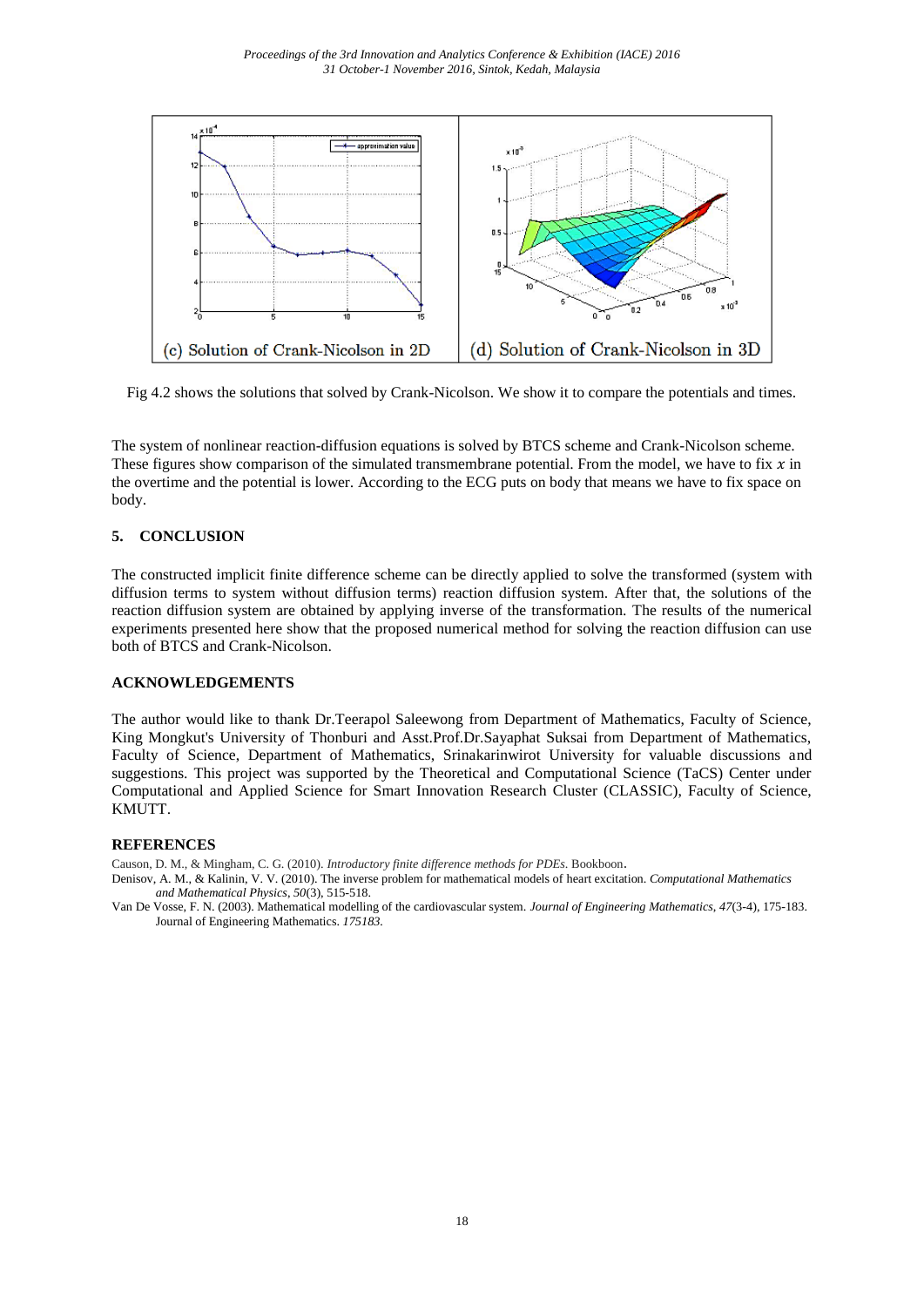$\times 10^{-4}$

14

12

10

8

6

4

2

0

5

10

15

approximation value

(c) Solution of Crank-Nicolson in 2D

$\times 10^{-3}$

1.5

1

0.5

0

15

10

5

0

0

0.2

0.4

0.6

0.8

1

$\times 10^{3}$

(d) Solution of Crank-Nicolson in 3D

Fig 4.2 shows the solutions that solved by Crank-Nicolson. We show it to compare the potentials and times.

The system of nonlinear reaction-diffusion equations is solved by BTCS scheme and Crank-Nicolson scheme. These figures show comparison of the simulated transmembrane potential. From the model, we have to fix $x$ in the overtime and the potential is lower. According to the ECG puts on body that means we have to fix space on body.

## 5. CONCLUSION

The constructed implicit finite difference scheme can be directly applied to solve the transformed (system with diffusion terms to system without diffusion terms) reaction diffusion system. After that, the solutions of the reaction diffusion system are obtained by applying inverse of the transformation. The results of the numerical experiments presented here show that the proposed numerical method for solving the reaction diffusion can use both of BTCS and Crank-Nicolson.

## ACKNOWLEDGEMENTS

The author would like to thank Dr.Teerapol Saleewong from Department of Mathematics, Faculty of Science, King Mongkut's University of Thonburi and Asst.Prof.Dr.Sayaphat Suksai from Department of Mathematics, Faculty of Science, Department of Mathematics, Srinakarinwirot University for valuable discussions and suggestions. This project was supported by the Theoretical and Computational Science (TaCS) Center under Computational and Applied Science for Smart Innovation Research Cluster (CLASSIC), Faculty of Science, KMUTT.

## REFERENCES

Causon, D. M., & Mingham, C. G. (2010). *Introductory finite difference methods for PDEs*. Bookboon.

Denisov, A. M., & Kalinin, V. V. (2010). The inverse problem for mathematical models of heart excitation. *Computational Mathematics and Mathematical Physics*, *50*(3), 515-518.

Van De Vosse, F. N. (2003). Mathematical modelling of the cardiovascular system. *Journal of Engineering Mathematics*, *47*(3-4), 175-183. Journal of Engineering Mathematics. *175183*.